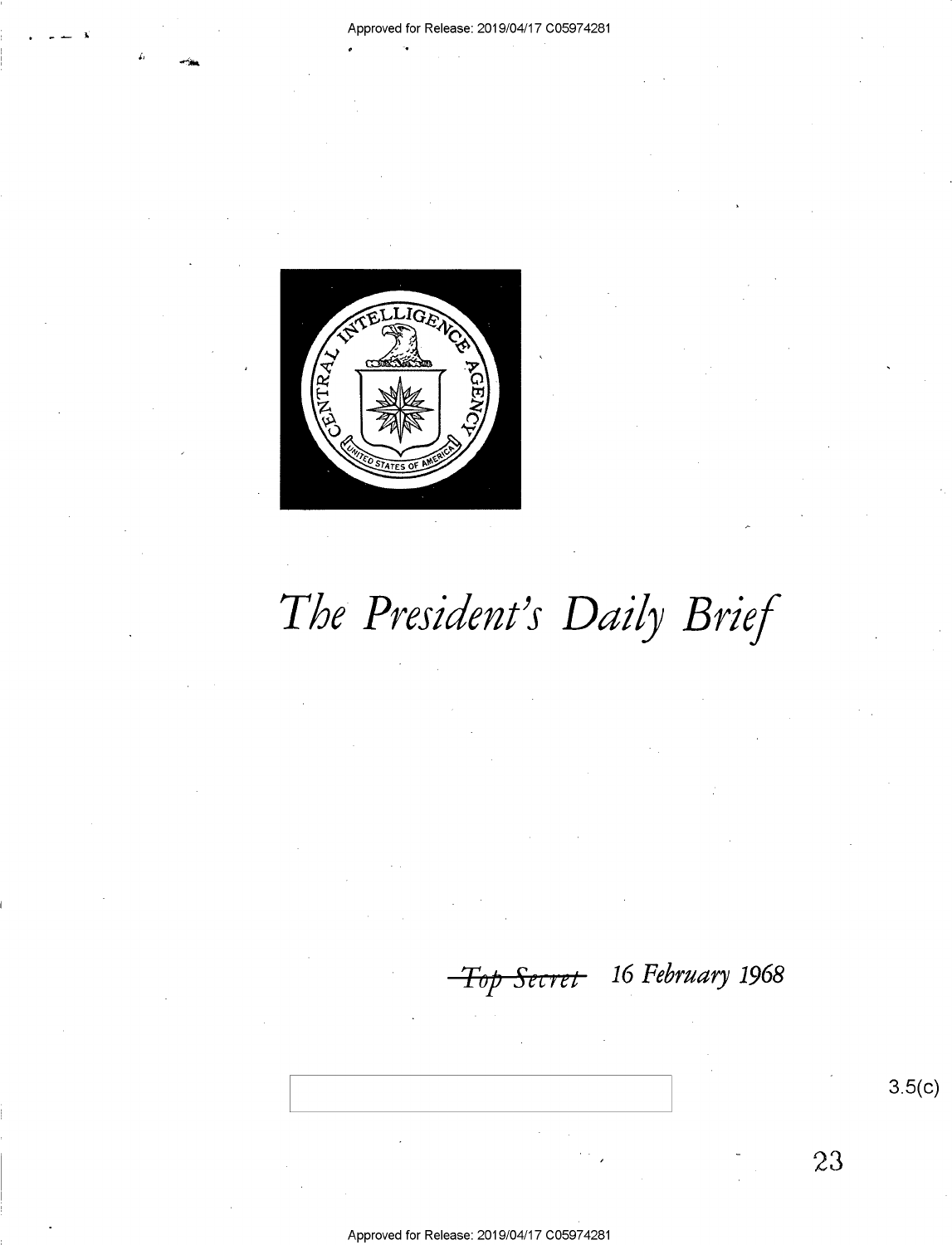# *The President's Daily Brief*

~~*Top Secret*~~ *16 February 1968*

3.5(c)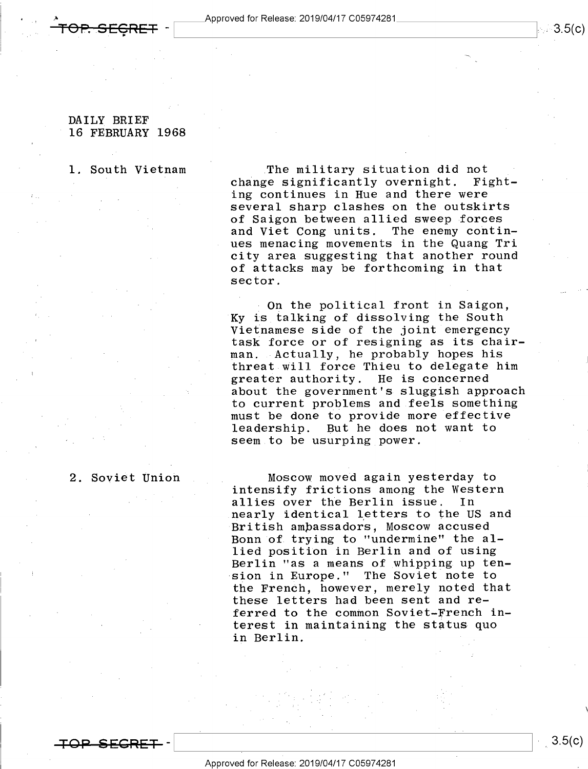DAILY BRIEF
16 FEBRUARY 1968

1. South Vietnam

The military situation did not change significantly overnight. Fighting continues in Hue and there were several sharp clashes on the outskirts of Saigon between allied sweep forces and Viet Cong units. The enemy continues menacing movements in the Quang Tri city area suggesting that another round of attacks may be forthcoming in that sector.

On the political front in Saigon, Ky is talking of dissolving the South Vietnamese side of the joint emergency task force or of resigning as its chairman. Actually, he probably hopes his threat will force Thieu to delegate him greater authority. He is concerned about the government's sluggish approach to current problems and feels something must be done to provide more effective leadership. But he does not want to seem to be usurping power.

2. Soviet Union

Moscow moved again yesterday to intensify frictions among the Western allies over the Berlin issue. In nearly identical letters to the US and British ambassadors, Moscow accused Bonn of trying to "undermine" the allied position in Berlin and of using Berlin "as a means of whipping up tension in Europe." The Soviet note to the French, however, merely noted that these letters had been sent and referred to the common Soviet-French interest in maintaining the status quo in Berlin.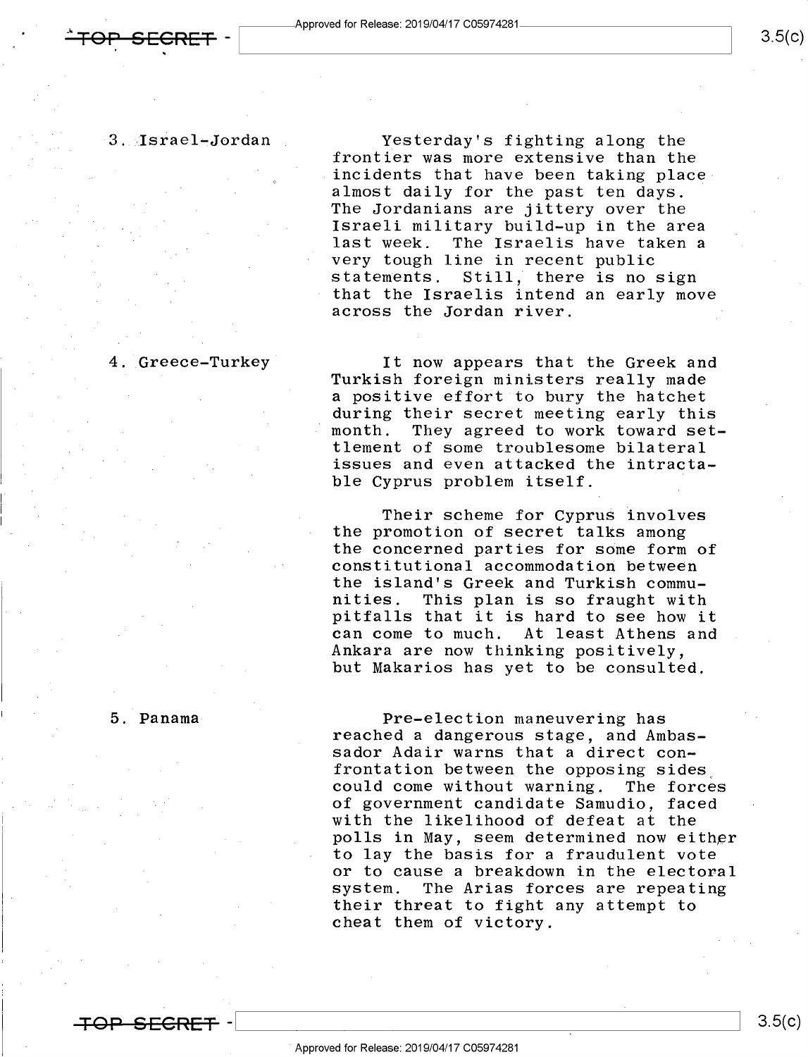3. Israel-Jordan

Yesterday's fighting along the frontier was more extensive than the incidents that have been taking place almost daily for the past ten days. The Jordanians are jittery over the Israeli military build-up in the area last week. The Israelis have taken a very tough line in recent public statements. Still, there is no sign that the Israelis intend an early move across the Jordan river.

4. Greece-Turkey

It now appears that the Greek and Turkish foreign ministers really made a positive effort to bury the hatchet during their secret meeting early this month. They agreed to work toward settlement of some troublesome bilateral issues and even attacked the intractable Cyprus problem itself.

Their scheme for Cyprus involves the promotion of secret talks among the concerned parties for some form of constitutional accommodation between the island's Greek and Turkish communities. This plan is so fraught with pitfalls that it is hard to see how it can come to much. At least Athens and Ankara are now thinking positively, but Makarios has yet to be consulted.

5. Panama

Pre-election maneuvering has reached a dangerous stage, and Ambassador Adair warns that a direct confrontation between the opposing sides could come without warning. The forces of government candidate Samudio, faced with the likelihood of defeat at the polls in May, seem determined now either to lay the basis for a fraudulent vote or to cause a breakdown in the electoral system. The Arias forces are repeating their threat to fight any attempt to cheat them of victory.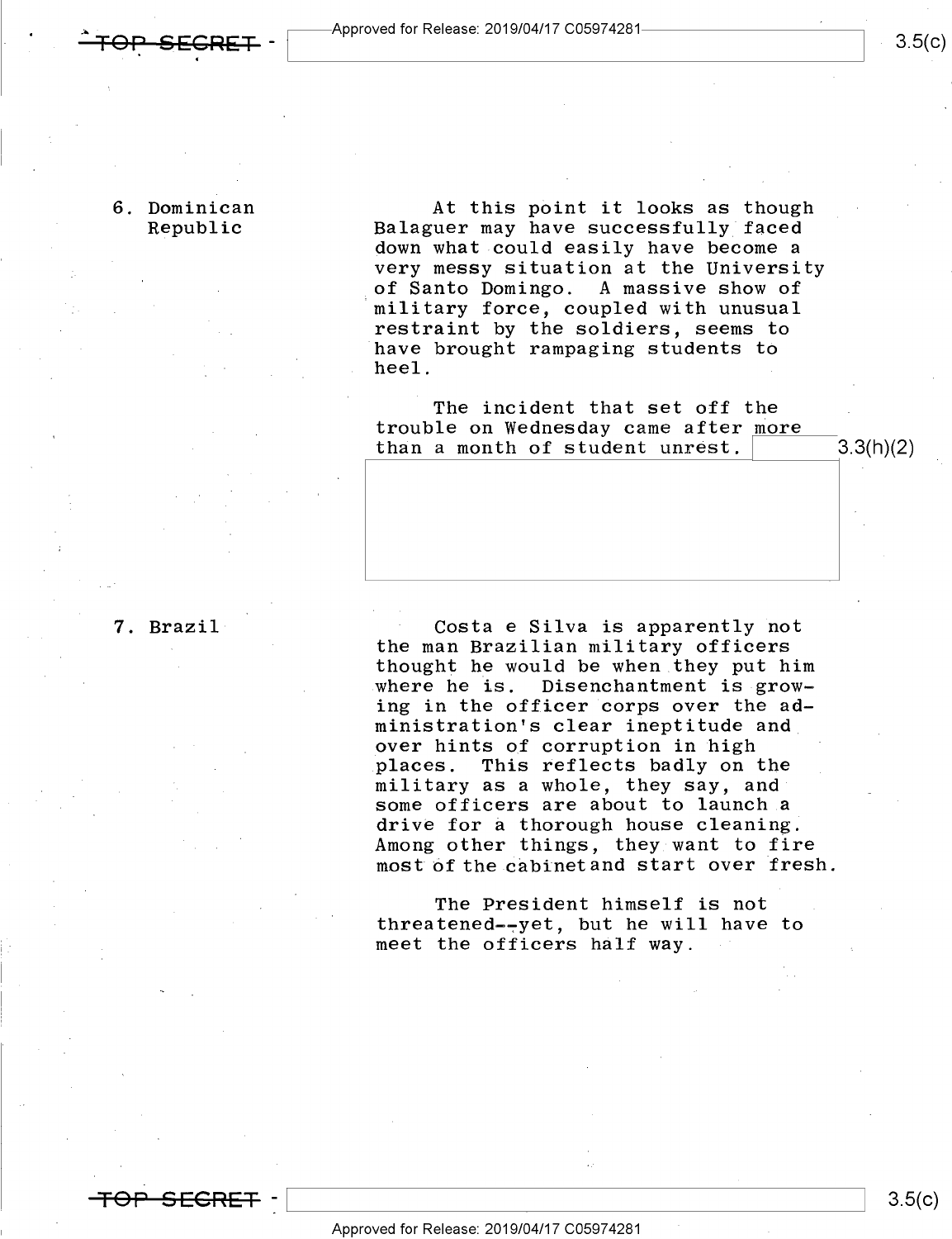6. Dominican Republic

At this point it looks as though Balaguer may have successfully faced down what could easily have become a very messy situation at the University of Santo Domingo. A massive show of military force, coupled with unusual restraint by the soldiers, seems to have brought rampaging students to heel.

The incident that set off the trouble on Wednesday came after more than a month of student unrest.

3.3(h)(2)

7. Brazil

Costa e Silva is apparently not the man Brazilian military officers thought he would be when they put him where he is. Disenchantment is growing in the officer corps over the administration's clear ineptitude and over hints of corruption in high places. This reflects badly on the military as a whole, they say, and some officers are about to launch a drive for a thorough house cleaning. Among other things, they want to fire most of the cabinet and start over fresh.

The President himself is not threatened--yet, but he will have to meet the officers half way.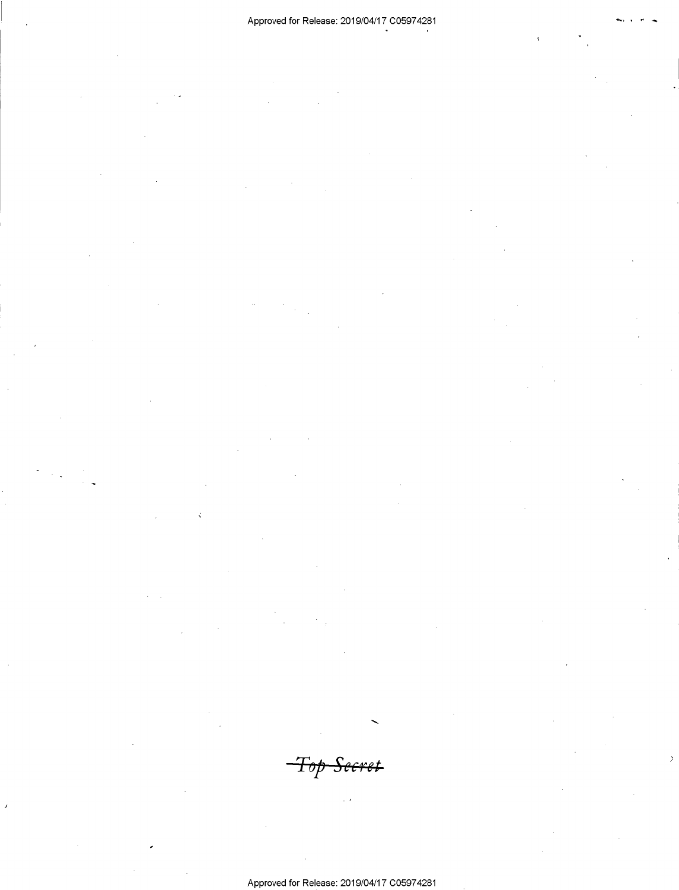~~Top Secret~~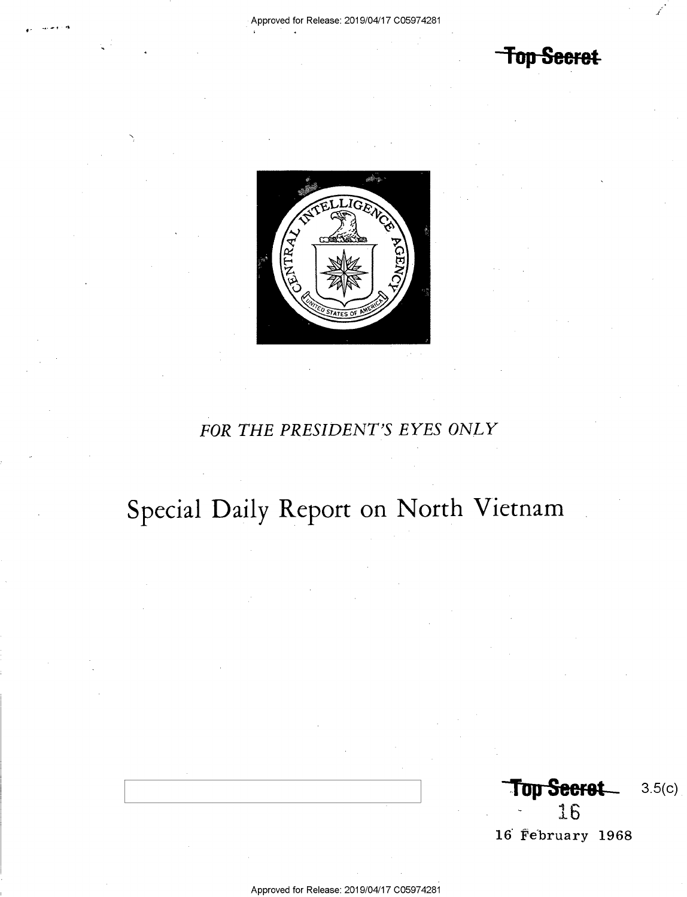~~Top Secret~~

*FOR THE PRESIDENT'S EYES ONLY*

# Special Daily Report on North Vietnam

~~Top Secret~~ 3.5(c)

16

16 February 1968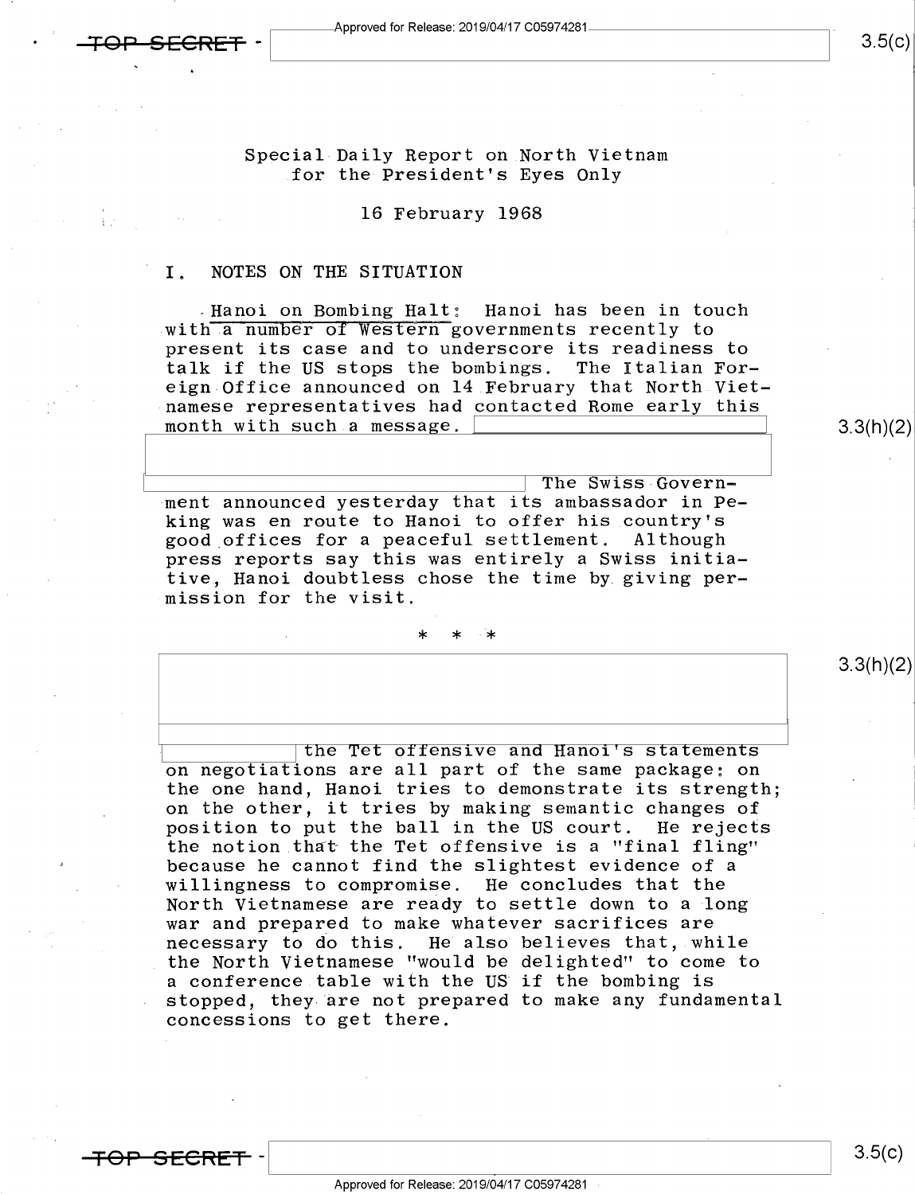Special Daily Report on North Vietnam for the President's Eyes Only

16 February 1968

## I. NOTES ON THE SITUATION

Hanoi on Bombing Halt: Hanoi has been in touch with a number of Western governments recently to present its case and to underscore its readiness to talk if the US stops the bombings. The Italian Foreign Office announced on 14 February that North Vietnamese representatives had contacted Rome early this month with such a message. The Swiss Government announced yesterday that its ambassador in Peking was en route to Hanoi to offer his country's good offices for a peaceful settlement. Although press reports say this was entirely a Swiss initiative, Hanoi doubtless chose the time by giving permission for the visit.

\* \* \*

the Tet offensive and Hanoi's statements on negotiations are all part of the same package: on the one hand, Hanoi tries to demonstrate its strength; on the other, it tries by making semantic changes of position to put the ball in the US court. He rejects the notion that the Tet offensive is a "final fling" because he cannot find the slightest evidence of a willingness to compromise. He concludes that the North Vietnamese are ready to settle down to a long war and prepared to make whatever sacrifices are necessary to do this. He also believes that, while the North Vietnamese "would be delighted" to come to a conference table with the US if the bombing is stopped, they are not prepared to make any fundamental concessions to get there.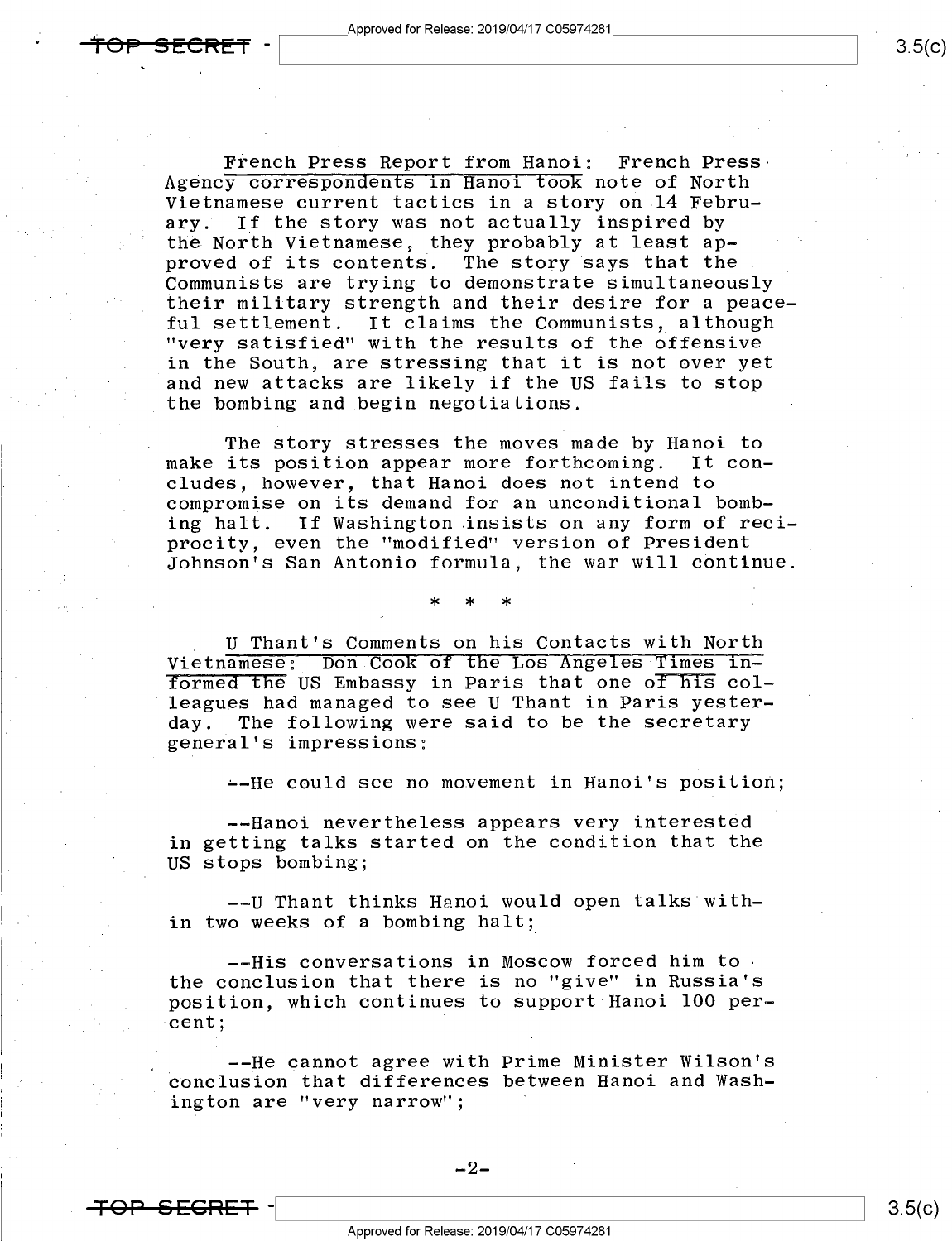French Press Report from Hanoi: French Press Agency correspondents in Hanoi took note of North Vietnamese current tactics in a story on 14 February. If the story was not actually inspired by the North Vietnamese, they probably at least approved of its contents. The story says that the Communists are trying to demonstrate simultaneously their military strength and their desire for a peaceful settlement. It claims the Communists, although "very satisfied" with the results of the offensive in the South, are stressing that it is not over yet and new attacks are likely if the US fails to stop the bombing and begin negotiations.

The story stresses the moves made by Hanoi to make its position appear more forthcoming. It concludes, however, that Hanoi does not intend to compromise on its demand for an unconditional bombing halt. If Washington insists on any form of reciprocity, even the "modified" version of President Johnson's San Antonio formula, the war will continue.

\* \* \*

U Thant's Comments on his Contacts with North Vietnamese: Don Cook of the Los Angeles Times informed the US Embassy in Paris that one of his colleagues had managed to see U Thant in Paris yesterday. The following were said to be the secretary general's impressions:

--He could see no movement in Hanoi's position;

--Hanoi nevertheless appears very interested in getting talks started on the condition that the US stops bombing;

--U Thant thinks Hanoi would open talks within two weeks of a bombing halt;

--His conversations in Moscow forced him to the conclusion that there is no "give" in Russia's position, which continues to support Hanoi 100 percent;

--He cannot agree with Prime Minister Wilson's conclusion that differences between Hanoi and Washington are "very narrow";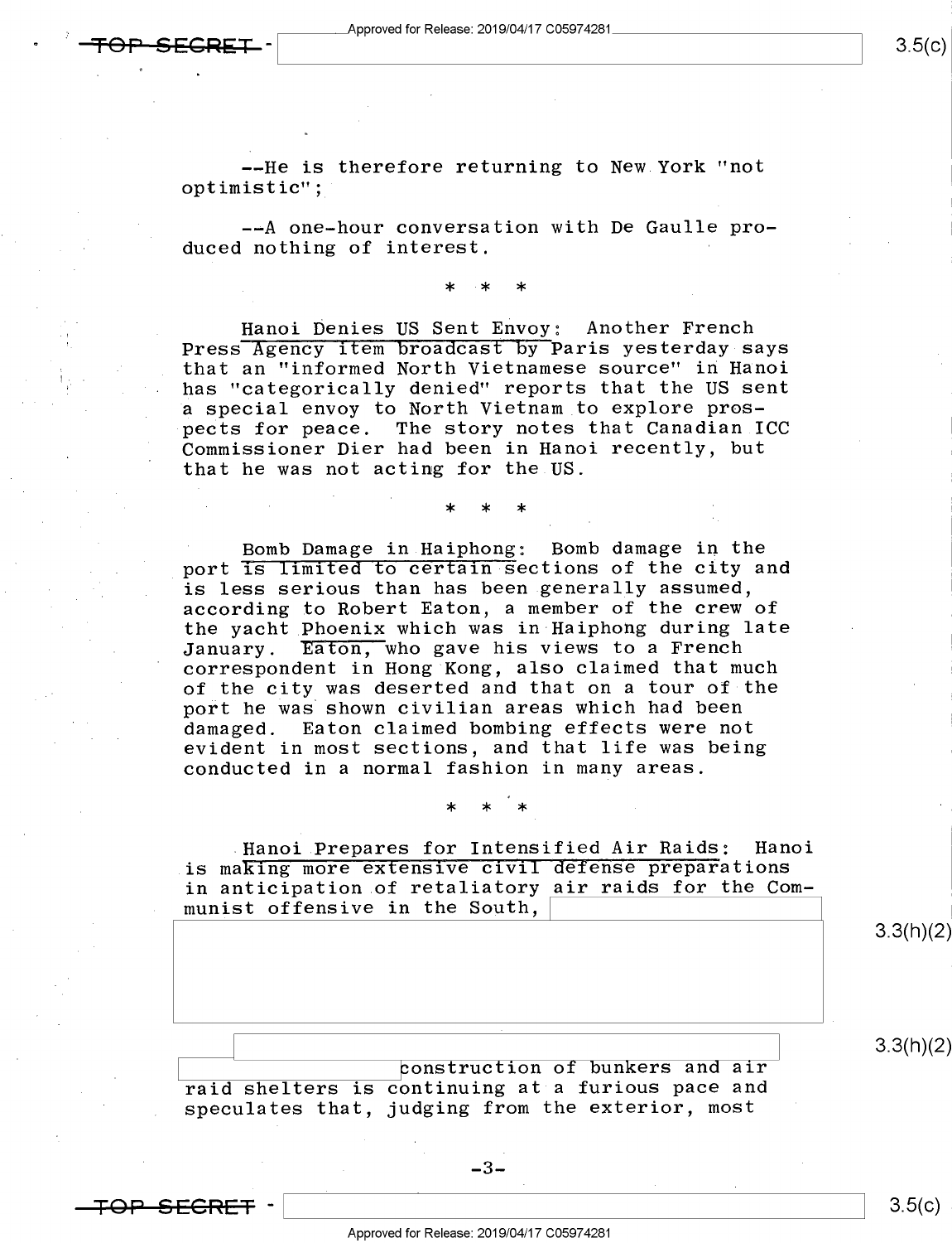--He is therefore returning to New York "not optimistic";

--A one-hour conversation with De Gaulle produced nothing of interest.

* * *

Hanoi Denies US Sent Envoy: Another French Press Agency item broadcast by Paris yesterday says that an "informed North Vietnamese source" in Hanoi has "categorically denied" reports that the US sent a special envoy to North Vietnam to explore prospects for peace. The story notes that Canadian ICC Commissioner Dier had been in Hanoi recently, but that he was not acting for the US.

* * *

Bomb Damage in Haiphong: Bomb damage in the port is limited to certain sections of the city and is less serious than has been generally assumed, according to Robert Eaton, a member of the crew of the yacht Phoenix which was in Haiphong during late January. Eaton, who gave his views to a French correspondent in Hong Kong, also claimed that much of the city was deserted and that on a tour of the port he was shown civilian areas which had been damaged. Eaton claimed bombing effects were not evident in most sections, and that life was being conducted in a normal fashion in many areas.

* * *

Hanoi Prepares for Intensified Air Raids: Hanoi is making more extensive civil defense preparations in anticipation of retaliatory air raids for the Communist offensive in the South,

3.3(h)(2)

3.3(h)(2)

construction of bunkers and air raid shelters is continuing at a furious pace and speculates that, judging from the exterior, most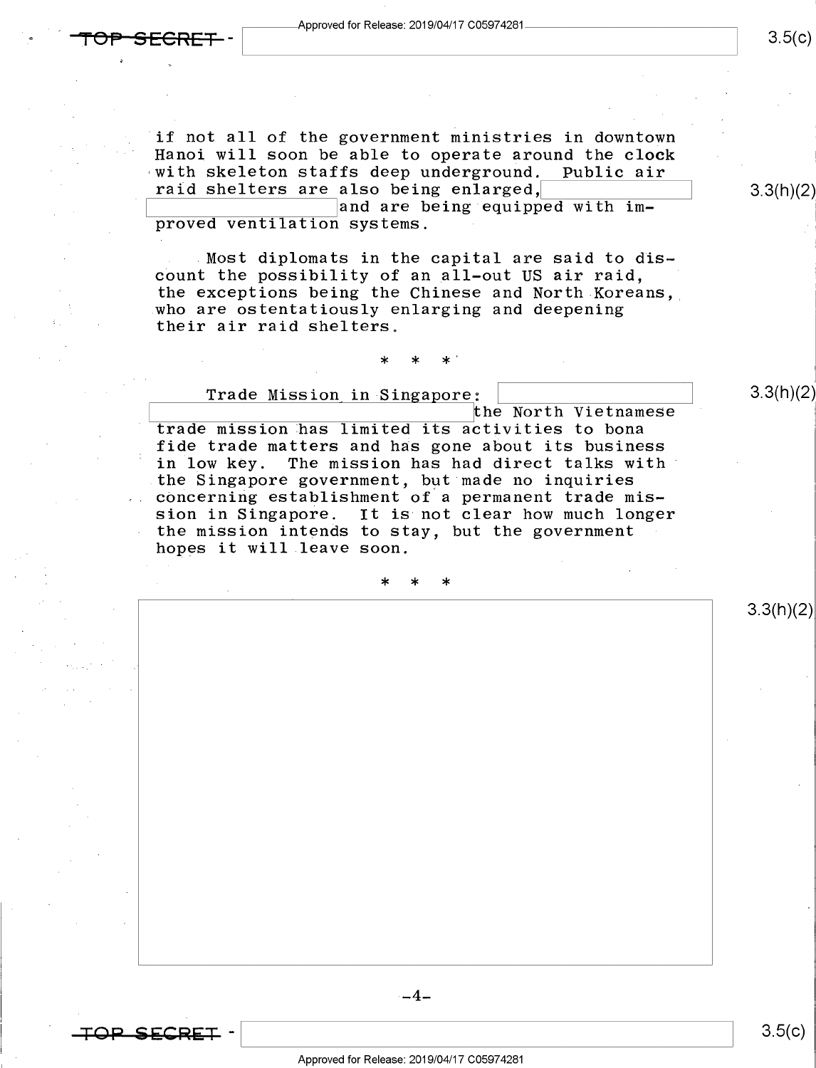if not all of the government ministries in downtown Hanoi will soon be able to operate around the clock with skeleton staffs deep underground. Public air raid shelters are also being enlarged, [redacted] and are being equipped with improved ventilation systems.

Most diplomats in the capital are said to discount the possibility of an all-out US air raid, the exceptions being the Chinese and North Koreans, who are ostentatiously enlarging and deepening their air raid shelters.

\* \* \*

Trade Mission in Singapore: [redacted] the North Vietnamese trade mission has limited its activities to bona fide trade matters and has gone about its business in low key. The mission has had direct talks with the Singapore government, but made no inquiries concerning establishment of a permanent trade mission in Singapore. It is not clear how much longer the mission intends to stay, but the government hopes it will leave soon.

\* \* \*

[redacted]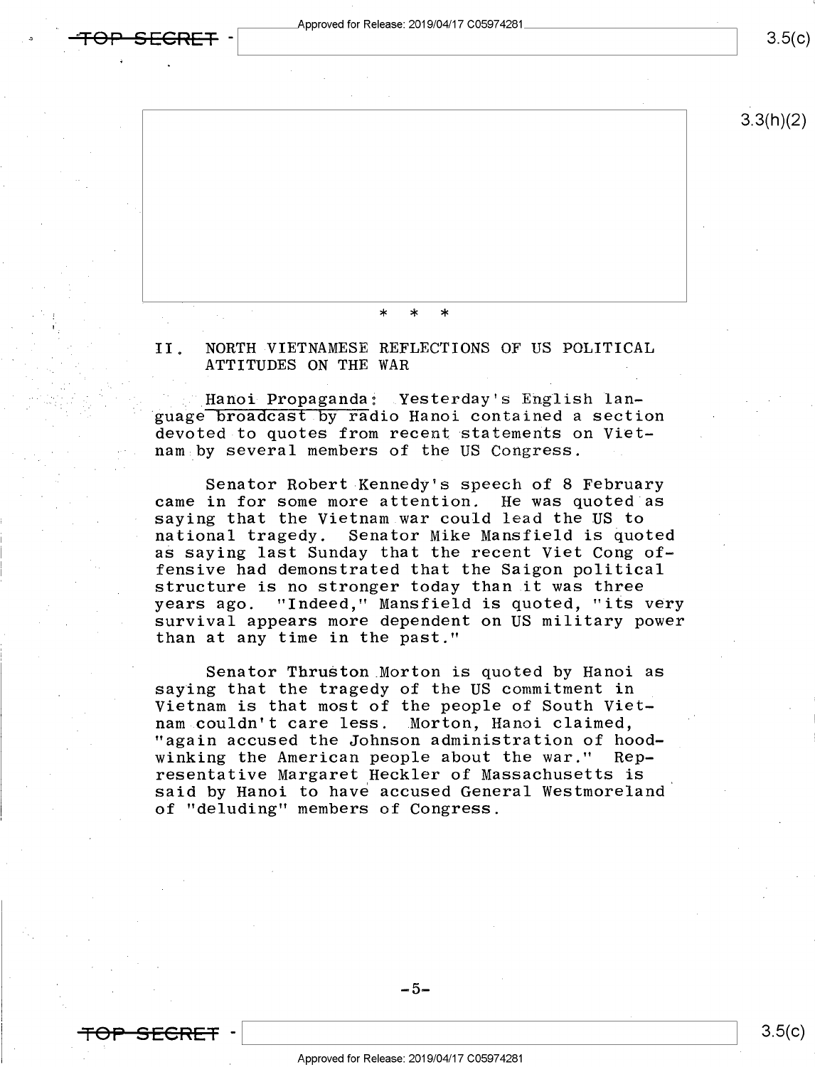\* \* \*

## II. NORTH VIETNAMESE REFLECTIONS OF US POLITICAL ATTITUDES ON THE WAR

Hanoi Propaganda: Yesterday's English language broadcast by radio Hanoi contained a section devoted to quotes from recent statements on Vietnam by several members of the US Congress.

Senator Robert Kennedy's speech of 8 February came in for some more attention. He was quoted as saying that the Vietnam war could lead the US to national tragedy. Senator Mike Mansfield is quoted as saying last Sunday that the recent Viet Cong offensive had demonstrated that the Saigon political structure is no stronger today than it was three years ago. "Indeed," Mansfield is quoted, "its very survival appears more dependent on US military power than at any time in the past."

Senator Thruston Morton is quoted by Hanoi as saying that the tragedy of the US commitment in Vietnam is that most of the people of South Vietnam couldn't care less. Morton, Hanoi claimed, "again accused the Johnson administration of hoodwinking the American people about the war." Representative Margaret Heckler of Massachusetts is said by Hanoi to have accused General Westmoreland of "deluding" members of Congress.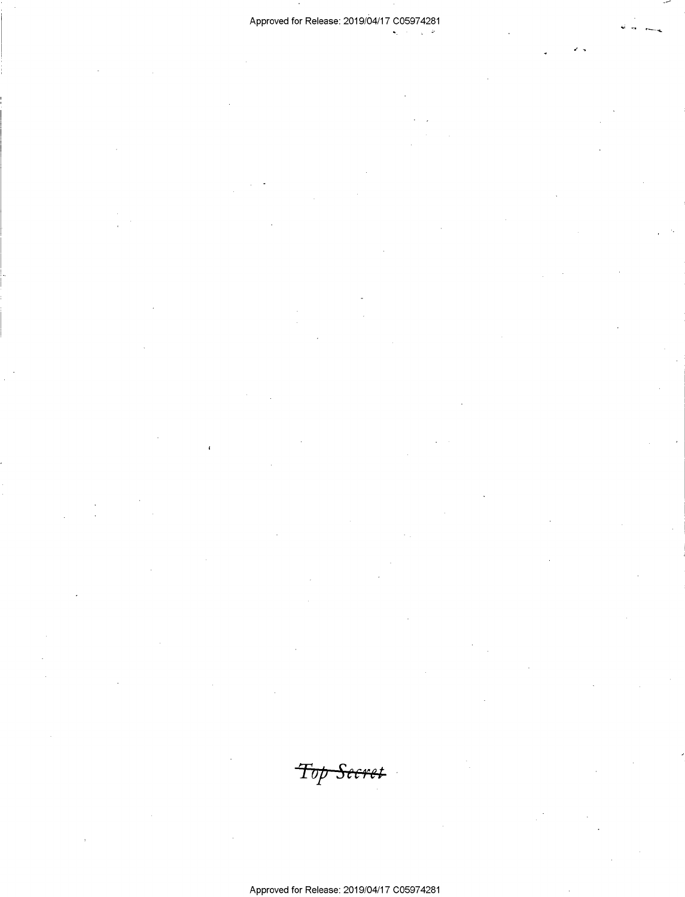~~Top Secret~~